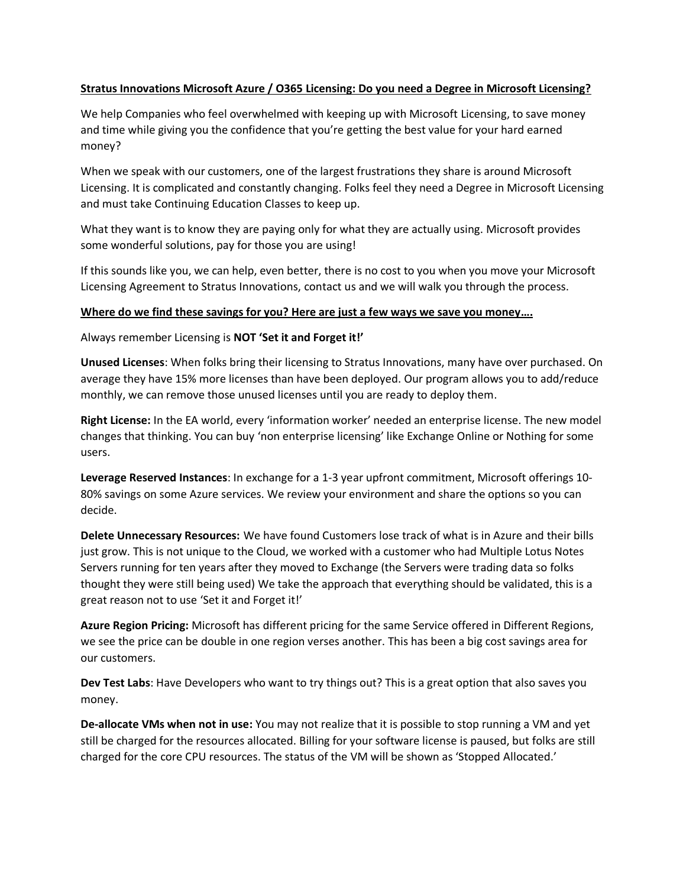**Stratus Innovations Microsoft Azure / O365 Licensing: Do you need a Degree in Microsoft Licensing?**

We help Companies who feel overwhelmed with keeping up with Microsoft Licensing, to save money and time while giving you the confidence that you're getting the best value for your hard earned money?

When we speak with our customers, one of the largest frustrations they share is around Microsoft Licensing. It is complicated and constantly changing. Folks feel they need a Degree in Microsoft Licensing and must take Continuing Education Classes to keep up.

What they want is to know they are paying only for what they are actually using. Microsoft provides some wonderful solutions, pay for those you are using!

If this sounds like you, we can help, even better, there is no cost to you when you move your Microsoft Licensing Agreement to Stratus Innovations, contact us and we will walk you through the process.

**Where do we find these savings for you? Here are just a few ways we save you money….**

Always remember Licensing is **NOT 'Set it and Forget it!'**

**Unused Licenses**: When folks bring their licensing to Stratus Innovations, many have over purchased. On average they have 15% more licenses than have been deployed. Our program allows you to add/reduce monthly, we can remove those unused licenses until you are ready to deploy them.

**Right License:** In the EA world, every 'information worker' needed an enterprise license. The new model changes that thinking. You can buy 'non enterprise licensing' like Exchange Online or Nothing for some users.

**Leverage Reserved Instances**: In exchange for a 1-3 year upfront commitment, Microsoft offerings 10-80% savings on some Azure services. We review your environment and share the options so you can decide.

**Delete Unnecessary Resources:** We have found Customers lose track of what is in Azure and their bills just grow. This is not unique to the Cloud, we worked with a customer who had Multiple Lotus Notes Servers running for ten years after they moved to Exchange (the Servers were trading data so folks thought they were still being used) We take the approach that everything should be validated, this is a great reason not to use 'Set it and Forget it!'

**Azure Region Pricing:** Microsoft has different pricing for the same Service offered in Different Regions, we see the price can be double in one region verses another. This has been a big cost savings area for our customers.

**Dev Test Labs**: Have Developers who want to try things out? This is a great option that also saves you money.

**De-allocate VMs when not in use:** You may not realize that it is possible to stop running a VM and yet still be charged for the resources allocated. Billing for your software license is paused, but folks are still charged for the core CPU resources. The status of the VM will be shown as 'Stopped Allocated.'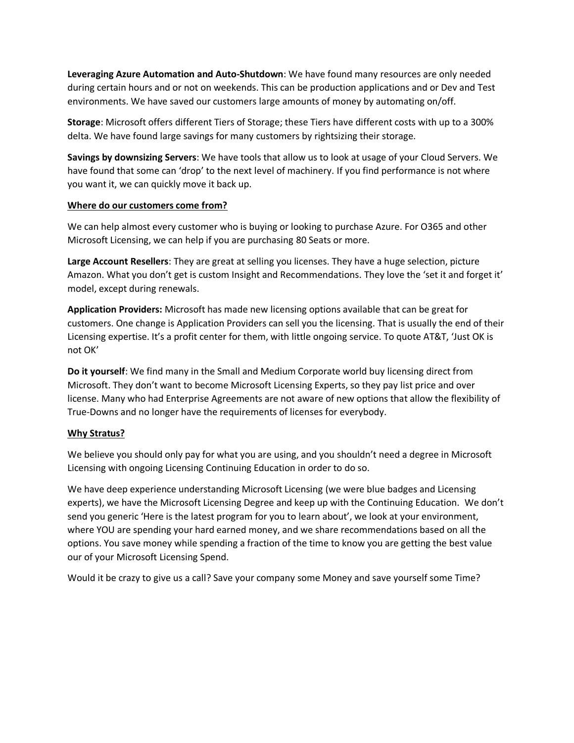**Leveraging Azure Automation and Auto-Shutdown**: We have found many resources are only needed during certain hours and or not on weekends. This can be production applications and or Dev and Test environments. We have saved our customers large amounts of money by automating on/off.

**Storage**: Microsoft offers different Tiers of Storage; these Tiers have different costs with up to a 300% delta. We have found large savings for many customers by rightsizing their storage.

**Savings by downsizing Servers**: We have tools that allow us to look at usage of your Cloud Servers. We have found that some can 'drop' to the next level of machinery. If you find performance is not where you want it, we can quickly move it back up.

**<u>Where do our customers come from?</u>**

We can help almost every customer who is buying or looking to purchase Azure. For O365 and other Microsoft Licensing, we can help if you are purchasing 80 Seats or more.

**Large Account Resellers**: They are great at selling you licenses. They have a huge selection, picture Amazon. What you don't get is custom Insight and Recommendations. They love the 'set it and forget it' model, except during renewals.

**Application Providers:** Microsoft has made new licensing options available that can be great for customers. One change is Application Providers can sell you the licensing. That is usually the end of their Licensing expertise. It's a profit center for them, with little ongoing service. To quote AT&T, 'Just OK is not OK'

**Do it yourself**: We find many in the Small and Medium Corporate world buy licensing direct from Microsoft. They don't want to become Microsoft Licensing Experts, so they pay list price and over license. Many who had Enterprise Agreements are not aware of new options that allow the flexibility of True-Downs and no longer have the requirements of licenses for everybody.

**<u>Why Stratus?</u>**

We believe you should only pay for what you are using, and you shouldn't need a degree in Microsoft Licensing with ongoing Licensing Continuing Education in order to do so.

We have deep experience understanding Microsoft Licensing (we were blue badges and Licensing experts), we have the Microsoft Licensing Degree and keep up with the Continuing Education. We don't send you generic 'Here is the latest program for you to learn about', we look at your environment, where YOU are spending your hard earned money, and we share recommendations based on all the options. You save money while spending a fraction of the time to know you are getting the best value our of your Microsoft Licensing Spend.

Would it be crazy to give us a call? Save your company some Money and save yourself some Time?